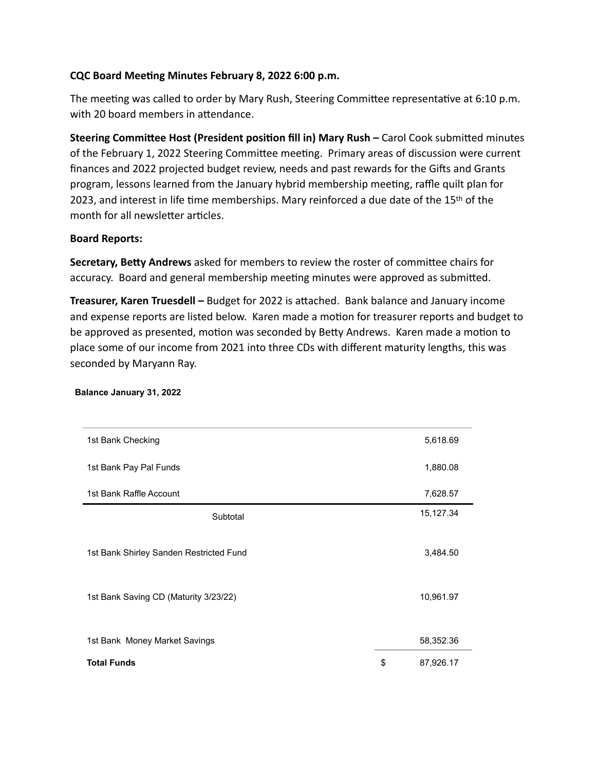**CQC Board Meeting Minutes February 8, 2022 6:00 p.m.**

The meeting was called to order by Mary Rush, Steering Committee representative at 6:10 p.m. with 20 board members in attendance.

**Steering Committee Host (President position fill in) Mary Rush –** Carol Cook submitted minutes of the February 1, 2022 Steering Committee meeting. Primary areas of discussion were current finances and 2022 projected budget review, needs and past rewards for the Gifts and Grants program, lessons learned from the January hybrid membership meeting, raffle quilt plan for 2023, and interest in life time memberships. Mary reinforced a due date of the 15th of the month for all newsletter articles.

**Board Reports:**

**Secretary, Betty Andrews** asked for members to review the roster of committee chairs for accuracy. Board and general membership meeting minutes were approved as submitted.

**Treasurer, Karen Truesdell –** Budget for 2022 is attached. Bank balance and January income and expense reports are listed below. Karen made a motion for treasurer reports and budget to be approved as presented, motion was seconded by Betty Andrews. Karen made a motion to place some of our income from 2021 into three CDs with different maturity lengths, this was seconded by Maryann Ray.

**Balance January 31, 2022**

| | | |
|---|---|---|
| 1st Bank Checking | | 5,618.69 |
| 1st Bank Pay Pal Funds | | 1,880.08 |
| 1st Bank Raffle Account | | 7,628.57 |
| Subtotal | | 15,127.34 |
| 1st Bank Shirley Sanden Restricted Fund | | 3,484.50 |
| 1st Bank Saving CD (Maturity 3/23/22) | | 10,961.97 |
| 1st Bank Money Market Savings | | 58,352.36 |
| **Total Funds** | $ | 87,926.17 |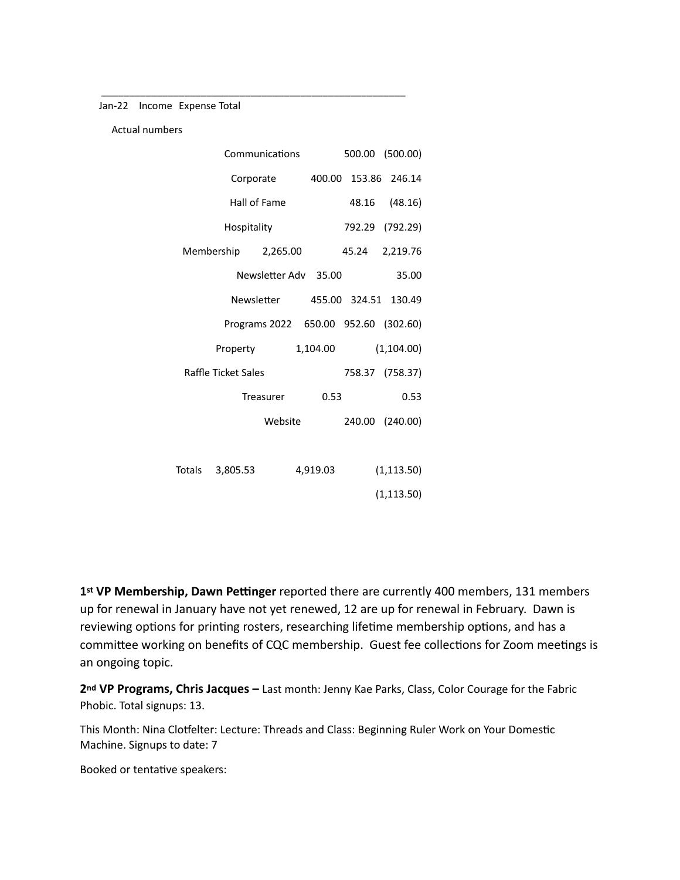| Jan-22 | Income | Expense | Total |
|---|---|---|---|
| Actual numbers | | | |
| Communications | | 500.00 | (500.00) |
| Corporate | 400.00 | 153.86 | 246.14 |
| Hall of Fame | | 48.16 | (48.16) |
| Hospitality | | 792.29 | (792.29) |
| Membership | 2,265.00 | 45.24 | 2,219.76 |
| Newsletter Adv | 35.00 | | 35.00 |
| Newsletter | 455.00 | 324.51 | 130.49 |
| Programs 2022 | 650.00 | 952.60 | (302.60) |
| Property | | 1,104.00 | (1,104.00) |
| Raffle Ticket Sales | | 758.37 | (758.37) |
| Treasurer | 0.53 | | 0.53 |
| Website | | 240.00 | (240.00) |
| | | | |
| Totals | 3,805.53 | 4,919.03 | (1,113.50) |
| | | | (1,113.50) |

**1st VP Membership, Dawn Pettinger** reported there are currently 400 members, 131 members up for renewal in January have not yet renewed, 12 are up for renewal in February. Dawn is reviewing options for printing rosters, researching lifetime membership options, and has a committee working on benefits of CQC membership. Guest fee collections for Zoom meetings is an ongoing topic.

**2nd VP Programs, Chris Jacques –** Last month: Jenny Kae Parks, Class, Color Courage for the Fabric Phobic. Total signups: 13.

This Month: Nina Clotfelter: Lecture: Threads and Class: Beginning Ruler Work on Your Domestic Machine. Signups to date: 7

Booked or tentative speakers: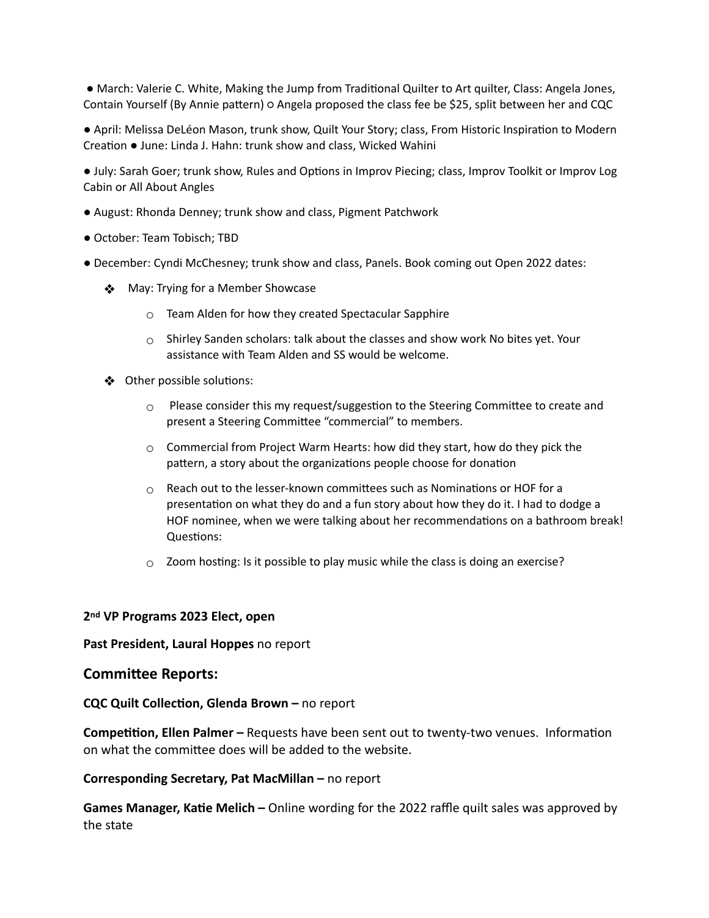- March: Valerie C. White, Making the Jump from Traditional Quilter to Art quilter, Class: Angela Jones, Contain Yourself (By Annie pattern) ○ Angela proposed the class fee be $25, split between her and CQC

- April: Melissa DeLéon Mason, trunk show, Quilt Your Story; class, From Historic Inspiration to Modern Creation ● June: Linda J. Hahn: trunk show and class, Wicked Wahini

- July: Sarah Goer; trunk show, Rules and Options in Improv Piecing; class, Improv Toolkit or Improv Log Cabin or All About Angles

- August: Rhonda Denney; trunk show and class, Pigment Patchwork

- October: Team Tobisch; TBD

- December: Cyndi McChesney; trunk show and class, Panels. Book coming out Open 2022 dates:

  - May: Trying for a Member Showcase
    - Team Alden for how they created Spectacular Sapphire
    - Shirley Sanden scholars: talk about the classes and show work No bites yet. Your assistance with Team Alden and SS would be welcome.
  - Other possible solutions:
    - Please consider this my request/suggestion to the Steering Committee to create and present a Steering Committee "commercial" to members.
    - Commercial from Project Warm Hearts: how did they start, how do they pick the pattern, a story about the organizations people choose for donation
    - Reach out to the lesser-known committees such as Nominations or HOF for a presentation on what they do and a fun story about how they do it. I had to dodge a HOF nominee, when we were talking about her recommendations on a bathroom break! Questions:
    - Zoom hosting: Is it possible to play music while the class is doing an exercise?

**2nd VP Programs 2023 Elect, open**

**Past President, Laural Hoppes** no report

## Committee Reports:

**CQC Quilt Collection, Glenda Brown –** no report

**Competition, Ellen Palmer –** Requests have been sent out to twenty-two venues. Information on what the committee does will be added to the website.

**Corresponding Secretary, Pat MacMillan –** no report

**Games Manager, Katie Melich –** Online wording for the 2022 raffle quilt sales was approved by the state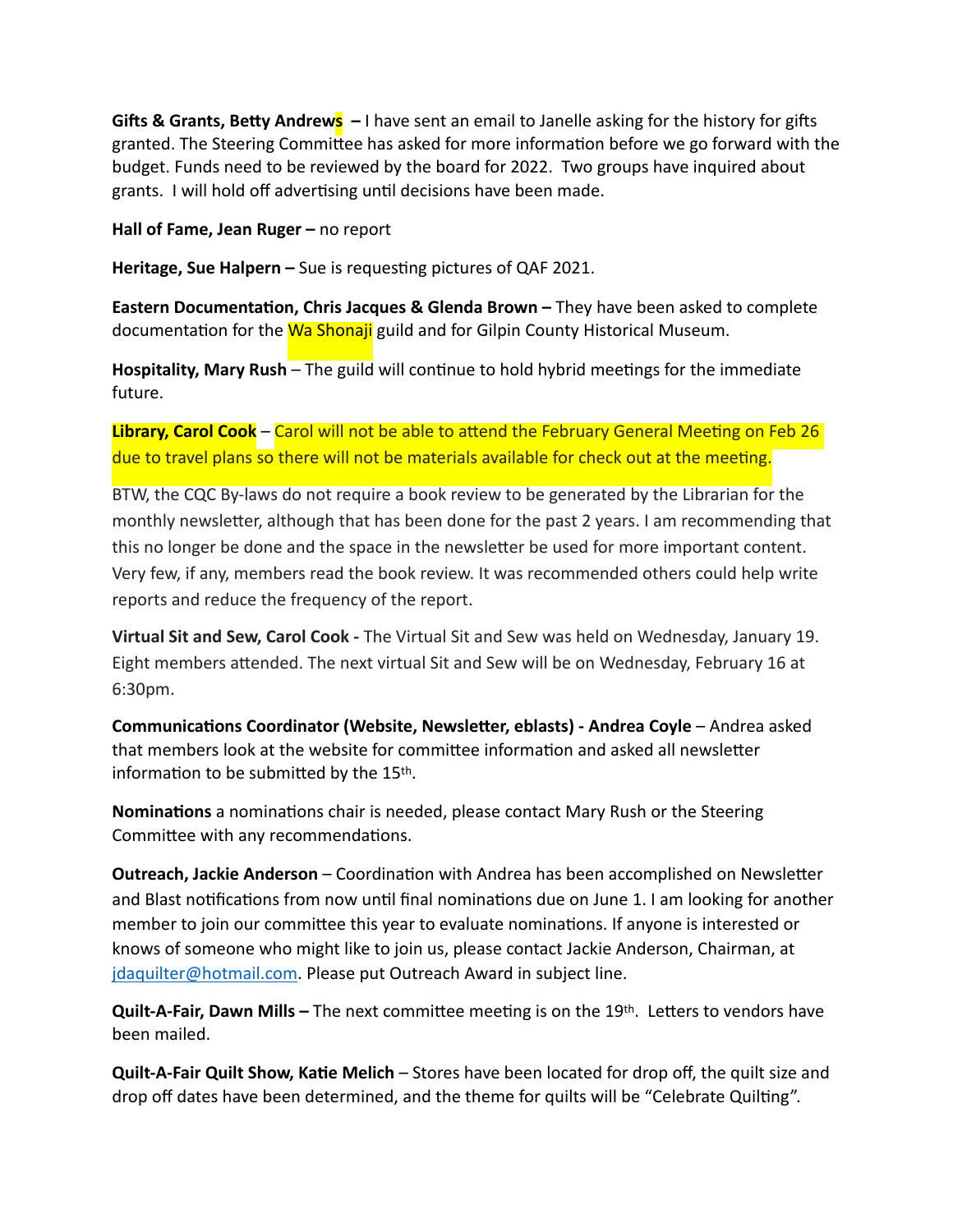**Gifts & Grants, Betty Andrews** – I have sent an email to Janelle asking for the history for gifts granted. The Steering Committee has asked for more information before we go forward with the budget. Funds need to be reviewed by the board for 2022. Two groups have inquired about grants. I will hold off advertising until decisions have been made.

**Hall of Fame, Jean Ruger** – no report

**Heritage, Sue Halpern** – Sue is requesting pictures of QAF 2021.

**Eastern Documentation, Chris Jacques & Glenda Brown** – They have been asked to complete documentation for the Wa Shonaji guild and for Gilpin County Historical Museum.

**Hospitality, Mary Rush** – The guild will continue to hold hybrid meetings for the immediate future.

**Library, Carol Cook** – Carol will not be able to attend the February General Meeting on Feb 26 due to travel plans so there will not be materials available for check out at the meeting.

BTW, the CQC By-laws do not require a book review to be generated by the Librarian for the monthly newsletter, although that has been done for the past 2 years. I am recommending that this no longer be done and the space in the newsletter be used for more important content. Very few, if any, members read the book review. It was recommended others could help write reports and reduce the frequency of the report.

**Virtual Sit and Sew, Carol Cook** - The Virtual Sit and Sew was held on Wednesday, January 19. Eight members attended. The next virtual Sit and Sew will be on Wednesday, February 16 at 6:30pm.

**Communications Coordinator (Website, Newsletter, eblasts) - Andrea Coyle** – Andrea asked that members look at the website for committee information and asked all newsletter information to be submitted by the 15th.

**Nominations** a nominations chair is needed, please contact Mary Rush or the Steering Committee with any recommendations.

**Outreach, Jackie Anderson** – Coordination with Andrea has been accomplished on Newsletter and Blast notifications from now until final nominations due on June 1. I am looking for another member to join our committee this year to evaluate nominations. If anyone is interested or knows of someone who might like to join us, please contact Jackie Anderson, Chairman, at jdaquilter@hotmail.com. Please put Outreach Award in subject line.

**Quilt-A-Fair, Dawn Mills** – The next committee meeting is on the 19th. Letters to vendors have been mailed.

**Quilt-A-Fair Quilt Show, Katie Melich** – Stores have been located for drop off, the quilt size and drop off dates have been determined, and the theme for quilts will be "Celebrate Quilting".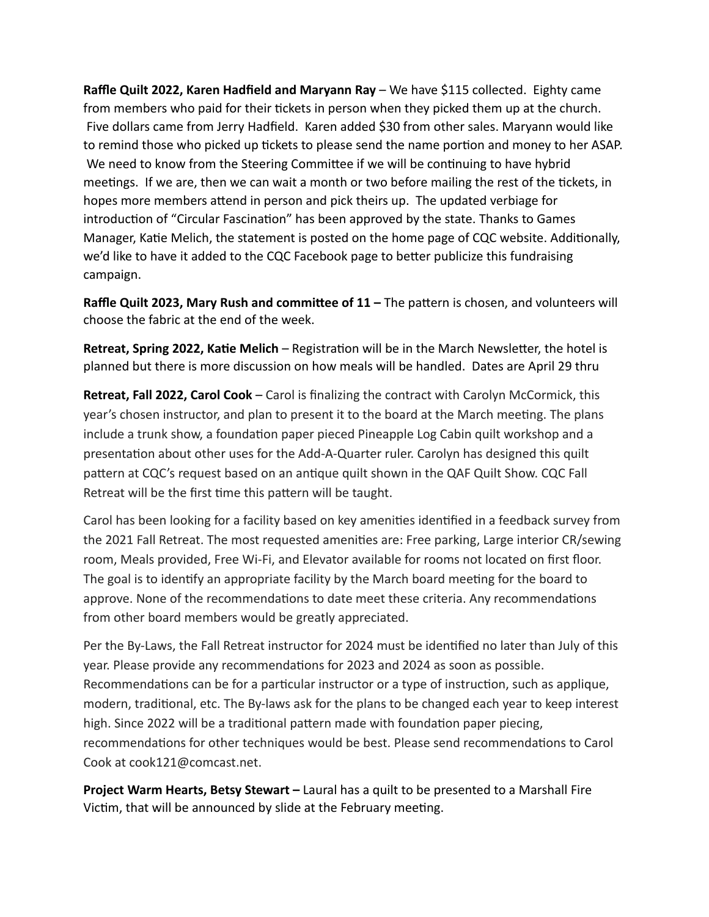**Raffle Quilt 2022, Karen Hadfield and Maryann Ray** – We have $115 collected. Eighty came from members who paid for their tickets in person when they picked them up at the church. Five dollars came from Jerry Hadfield. Karen added $30 from other sales. Maryann would like to remind those who picked up tickets to please send the name portion and money to her ASAP. We need to know from the Steering Committee if we will be continuing to have hybrid meetings. If we are, then we can wait a month or two before mailing the rest of the tickets, in hopes more members attend in person and pick theirs up. The updated verbiage for introduction of "Circular Fascination" has been approved by the state. Thanks to Games Manager, Katie Melich, the statement is posted on the home page of CQC website. Additionally, we'd like to have it added to the CQC Facebook page to better publicize this fundraising campaign.

**Raffle Quilt 2023, Mary Rush and committee of 11 –** The pattern is chosen, and volunteers will choose the fabric at the end of the week.

**Retreat, Spring 2022, Katie Melich** – Registration will be in the March Newsletter, the hotel is planned but there is more discussion on how meals will be handled. Dates are April 29 thru

**Retreat, Fall 2022, Carol Cook** – Carol is finalizing the contract with Carolyn McCormick, this year's chosen instructor, and plan to present it to the board at the March meeting. The plans include a trunk show, a foundation paper pieced Pineapple Log Cabin quilt workshop and a presentation about other uses for the Add-A-Quarter ruler. Carolyn has designed this quilt pattern at CQC's request based on an antique quilt shown in the QAF Quilt Show. CQC Fall Retreat will be the first time this pattern will be taught.

Carol has been looking for a facility based on key amenities identified in a feedback survey from the 2021 Fall Retreat. The most requested amenities are: Free parking, Large interior CR/sewing room, Meals provided, Free Wi-Fi, and Elevator available for rooms not located on first floor. The goal is to identify an appropriate facility by the March board meeting for the board to approve. None of the recommendations to date meet these criteria. Any recommendations from other board members would be greatly appreciated.

Per the By-Laws, the Fall Retreat instructor for 2024 must be identified no later than July of this year. Please provide any recommendations for 2023 and 2024 as soon as possible. Recommendations can be for a particular instructor or a type of instruction, such as applique, modern, traditional, etc. The By-laws ask for the plans to be changed each year to keep interest high. Since 2022 will be a traditional pattern made with foundation paper piecing, recommendations for other techniques would be best. Please send recommendations to Carol Cook at cook121@comcast.net.

**Project Warm Hearts, Betsy Stewart –** Laural has a quilt to be presented to a Marshall Fire Victim, that will be announced by slide at the February meeting.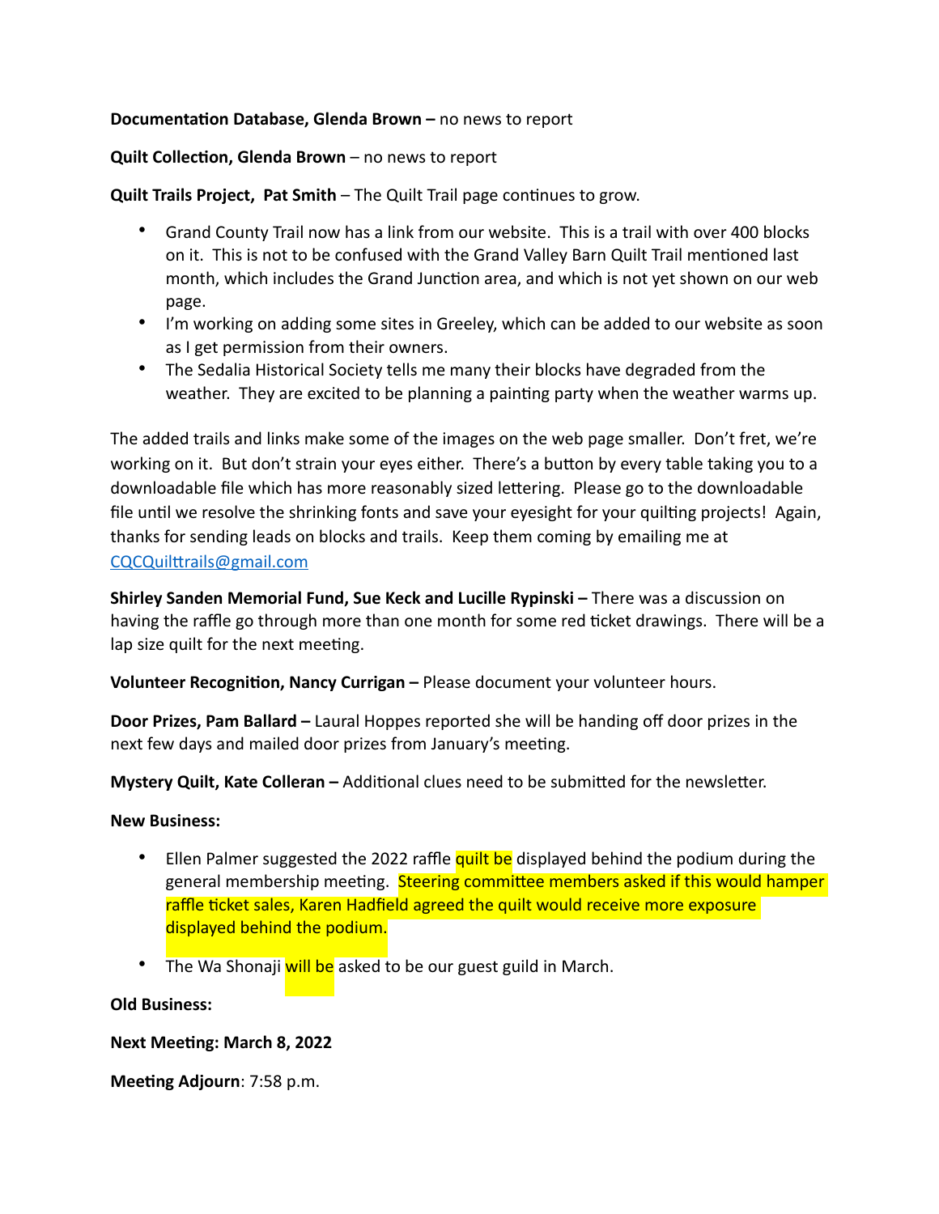**Documentation Database, Glenda Brown –** no news to report

**Quilt Collection, Glenda Brown** – no news to report

**Quilt Trails Project, Pat Smith** – The Quilt Trail page continues to grow.

- Grand County Trail now has a link from our website. This is a trail with over 400 blocks on it. This is not to be confused with the Grand Valley Barn Quilt Trail mentioned last month, which includes the Grand Junction area, and which is not yet shown on our web page.
- I'm working on adding some sites in Greeley, which can be added to our website as soon as I get permission from their owners.
- The Sedalia Historical Society tells me many their blocks have degraded from the weather. They are excited to be planning a painting party when the weather warms up.

The added trails and links make some of the images on the web page smaller. Don't fret, we're working on it. But don't strain your eyes either. There's a button by every table taking you to a downloadable file which has more reasonably sized lettering. Please go to the downloadable file until we resolve the shrinking fonts and save your eyesight for your quilting projects! Again, thanks for sending leads on blocks and trails. Keep them coming by emailing me at CQCQuilttrails@gmail.com

**Shirley Sanden Memorial Fund, Sue Keck and Lucille Rypinski –** There was a discussion on having the raffle go through more than one month for some red ticket drawings. There will be a lap size quilt for the next meeting.

**Volunteer Recognition, Nancy Currigan –** Please document your volunteer hours.

**Door Prizes, Pam Ballard –** Laural Hoppes reported she will be handing off door prizes in the next few days and mailed door prizes from January's meeting.

**Mystery Quilt, Kate Colleran –** Additional clues need to be submitted for the newsletter.

**New Business:**

- Ellen Palmer suggested the 2022 raffle quilt be displayed behind the podium during the general membership meeting. Steering committee members asked if this would hamper raffle ticket sales, Karen Hadfield agreed the quilt would receive more exposure displayed behind the podium.
- The Wa Shonaji will be asked to be our guest guild in March.

**Old Business:**

**Next Meeting: March 8, 2022**

**Meeting Adjourn**: 7:58 p.m.